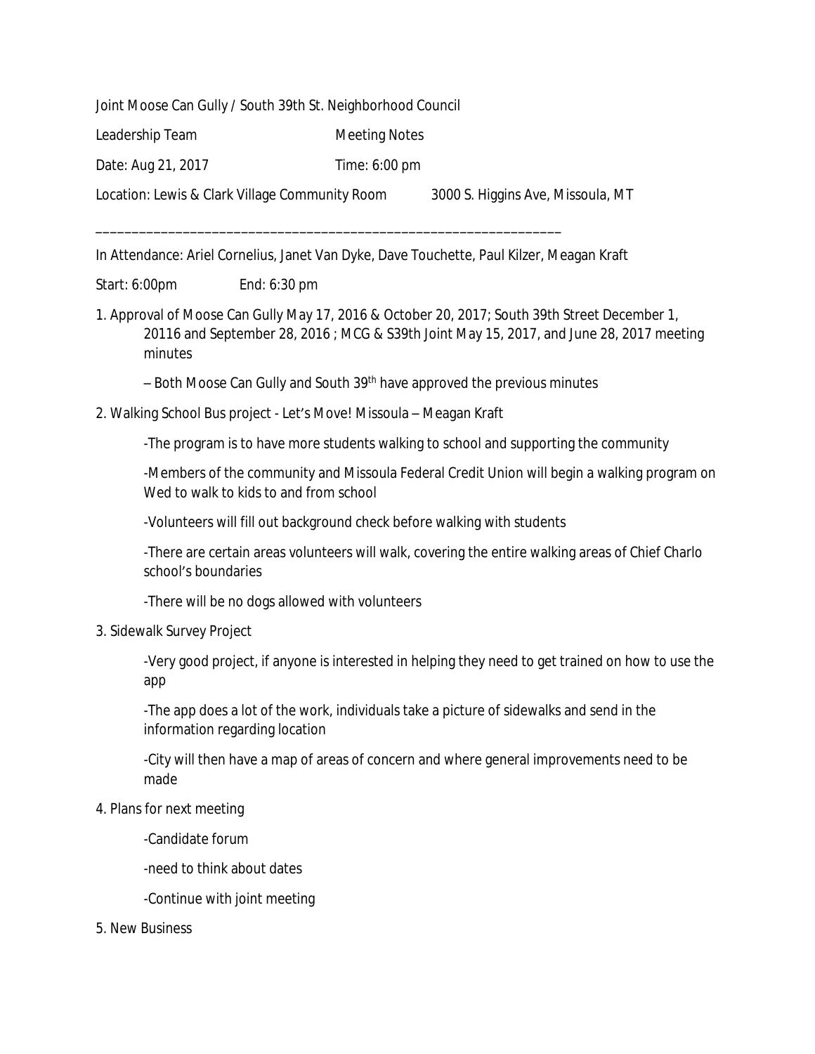Joint Moose Can Gully / South 39th St. Neighborhood Council

Leadership Team Meeting Notes

Date: Aug 21, 2017 Time: 6:00 pm

Location: Lewis & Clark Village Community Room 3000 S. Higgins Ave, Missoula, MT

---

In Attendance: Ariel Cornelius, Janet Van Dyke, Dave Touchette, Paul Kilzer, Meagan Kraft

Start: 6:00pm End: 6:30 pm

1. Approval of Moose Can Gully May 17, 2016 & October 20, 2017; South 39th Street December 1, 20116 and September 28, 2016 ; MCG & S39th Joint May 15, 2017, and June 28, 2017 meeting minutes

   – Both Moose Can Gully and South 39th have approved the previous minutes

2. Walking School Bus project - Let's Move! Missoula – Meagan Kraft

   -The program is to have more students walking to school and supporting the community

   -Members of the community and Missoula Federal Credit Union will begin a walking program on Wed to walk to kids to and from school

   -Volunteers will fill out background check before walking with students

   -There are certain areas volunteers will walk, covering the entire walking areas of Chief Charlo school's boundaries

   -There will be no dogs allowed with volunteers

3. Sidewalk Survey Project

   -Very good project, if anyone is interested in helping they need to get trained on how to use the app

   -The app does a lot of the work, individuals take a picture of sidewalks and send in the information regarding location

   -City will then have a map of areas of concern and where general improvements need to be made

4. Plans for next meeting

   -Candidate forum

   -need to think about dates

   -Continue with joint meeting

5. New Business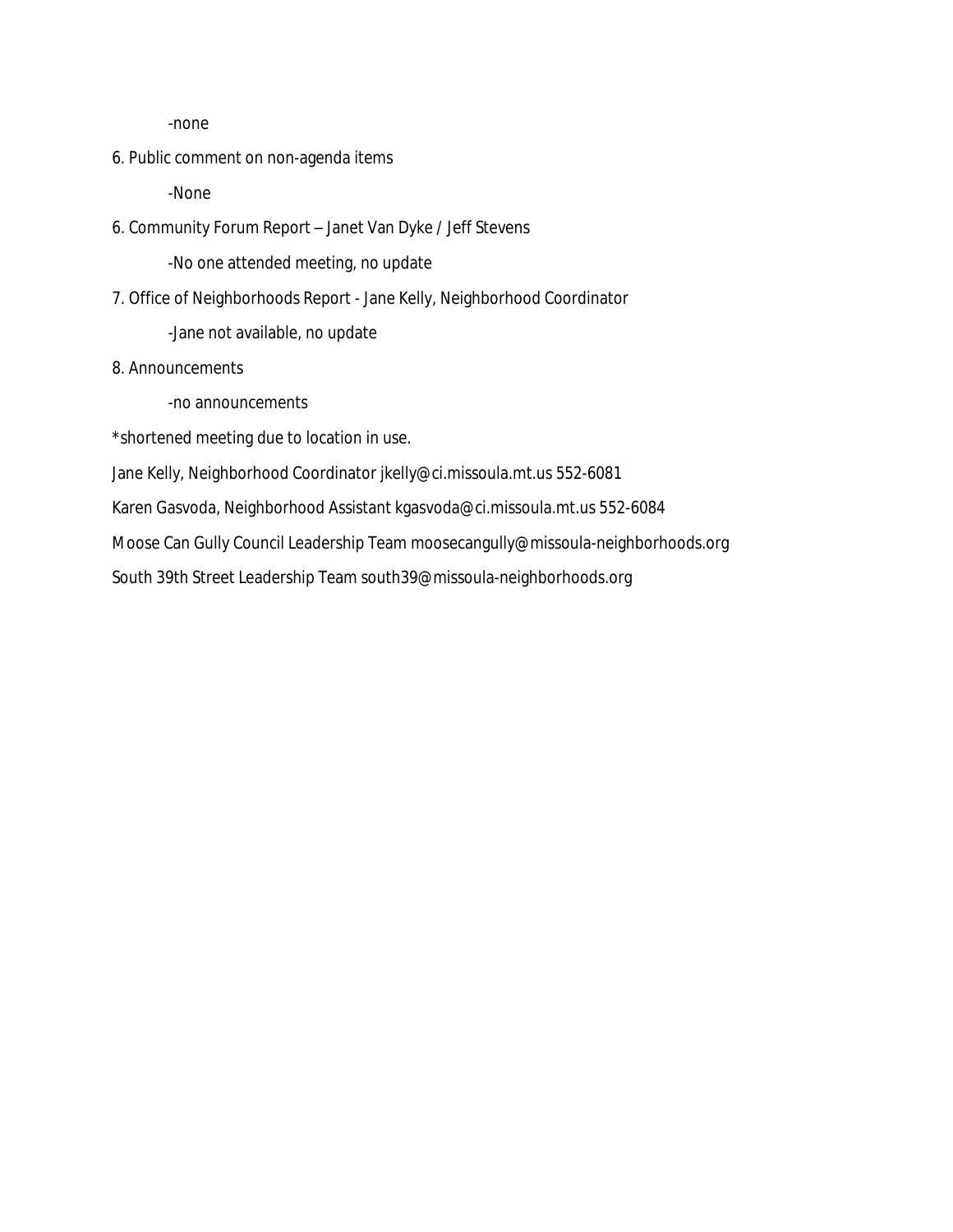-none

6. Public comment on non-agenda items

-None

6. Community Forum Report – Janet Van Dyke / Jeff Stevens

-No one attended meeting, no update

7. Office of Neighborhoods Report - Jane Kelly, Neighborhood Coordinator

-Jane not available, no update

8. Announcements

-no announcements

*shortened meeting due to location in use.

Jane Kelly, Neighborhood Coordinator jkelly@ci.missoula.mt.us 552-6081

Karen Gasvoda, Neighborhood Assistant kgasvoda@ci.missoula.mt.us 552-6084

Moose Can Gully Council Leadership Team moosecangully@missoula-neighborhoods.org

South 39th Street Leadership Team south39@missoula-neighborhoods.org